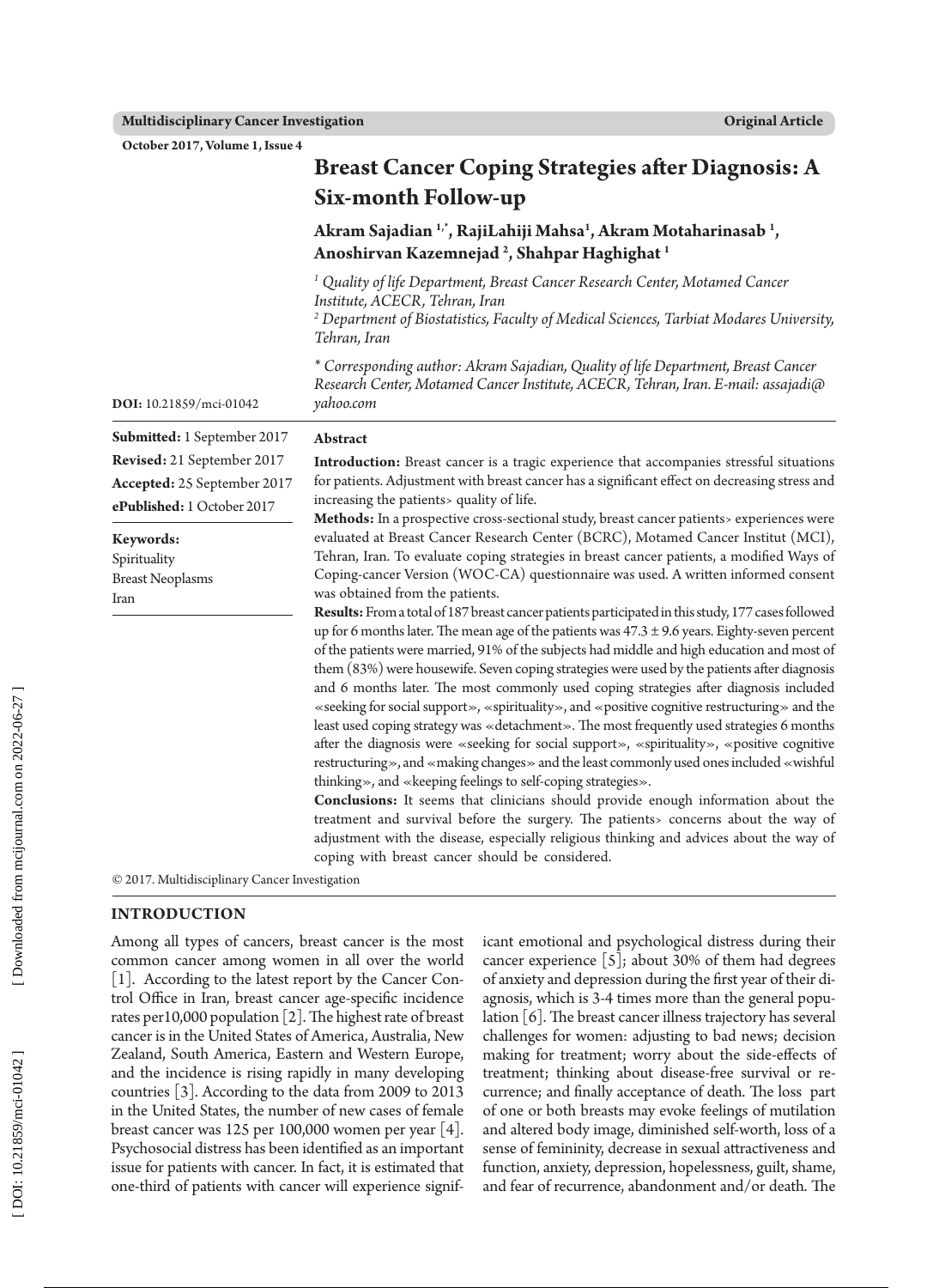# Breast Cancer Coping Strategies after Diagnosis: A Six-month Follow-up

**Akram Sajadian [1,*], RajiLahiji Mahsa[1], Akram Motaharinasab [1], Anoshirvan Kazemnejad [2], Shahpar Haghighat [1]**

*[1] Quality of life Department, Breast Cancer Research Center, Motamed Cancer Institute, ACECR, Tehran, Iran*
*[2] Department of Biostatistics, Faculty of Medical Sciences, Tarbiat Modares University, Tehran, Iran*

*\* Corresponding author: Akram Sajadian, Quality of life Department, Breast Cancer Research Center, Motamed Cancer Institute, ACECR, Tehran, Iran. E-mail: assajadi@yahoo.com*

**DOI:** 10.21859/mci-01042

**Submitted:** 1 September 2017
**Revised:** 21 September 2017
**Accepted:** 25 September 2017
**ePublished:** 1 October 2017

**Keywords:**
Spirituality
Breast Neoplasms
Iran

## Abstract

**Introduction:** Breast cancer is a tragic experience that accompanies stressful situations for patients. Adjustment with breast cancer has a significant effect on decreasing stress and increasing the patients> quality of life.

**Methods:** In a prospective cross-sectional study, breast cancer patients> experiences were evaluated at Breast Cancer Research Center (BCRC), Motamed Cancer Institut (MCI), Tehran, Iran. To evaluate coping strategies in breast cancer patients, a modified Ways of Coping-cancer Version (WOC-CA) questionnaire was used. A written informed consent was obtained from the patients.

**Results:** From a total of 187 breast cancer patients participated in this study, 177 cases followed up for 6 months later. The mean age of the patients was 47.3 ± 9.6 years. Eighty-seven percent of the patients were married, 91% of the subjects had middle and high education and most of them (83%) were housewife. Seven coping strategies were used by the patients after diagnosis and 6 months later. The most commonly used coping strategies after diagnosis included «seeking for social support», «spirituality», and «positive cognitive restructuring» and the least used coping strategy was «detachment». The most frequently used strategies 6 months after the diagnosis were «seeking for social support», «spirituality», «positive cognitive restructuring», and «making changes» and the least commonly used ones included «wishful thinking», and «keeping feelings to self-coping strategies».

**Conclusions:** It seems that clinicians should provide enough information about the treatment and survival before the surgery. The patients> concerns about the way of adjustment with the disease, especially religious thinking and advices about the way of coping with breast cancer should be considered.

© 2017. Multidisciplinary Cancer Investigation

## INTRODUCTION

Among all types of cancers, breast cancer is the most common cancer among women in all over the world [1]. According to the latest report by the Cancer Control Office in Iran, breast cancer age-specific incidence rates per10,000 population [2]. The highest rate of breast cancer is in the United States of America, Australia, New Zealand, South America, Eastern and Western Europe, and the incidence is rising rapidly in many developing countries [3]. According to the data from 2009 to 2013 in the United States, the number of new cases of female breast cancer was 125 per 100,000 women per year [4]. Psychosocial distress has been identified as an important issue for patients with cancer. In fact, it is estimated that one-third of patients with cancer will experience significant emotional and psychological distress during their cancer experience [5]; about 30% of them had degrees of anxiety and depression during the first year of their diagnosis, which is 3-4 times more than the general population [6]. The breast cancer illness trajectory has several challenges for women: adjusting to bad news; decision making for treatment; worry about the side-effects of treatment; thinking about disease-free survival or recurrence; and finally acceptance of death. The loss part of one or both breasts may evoke feelings of mutilation and altered body image, diminished self-worth, loss of a sense of femininity, decrease in sexual attractiveness and function, anxiety, depression, hopelessness, guilt, shame, and fear of recurrence, abandonment and/or death. The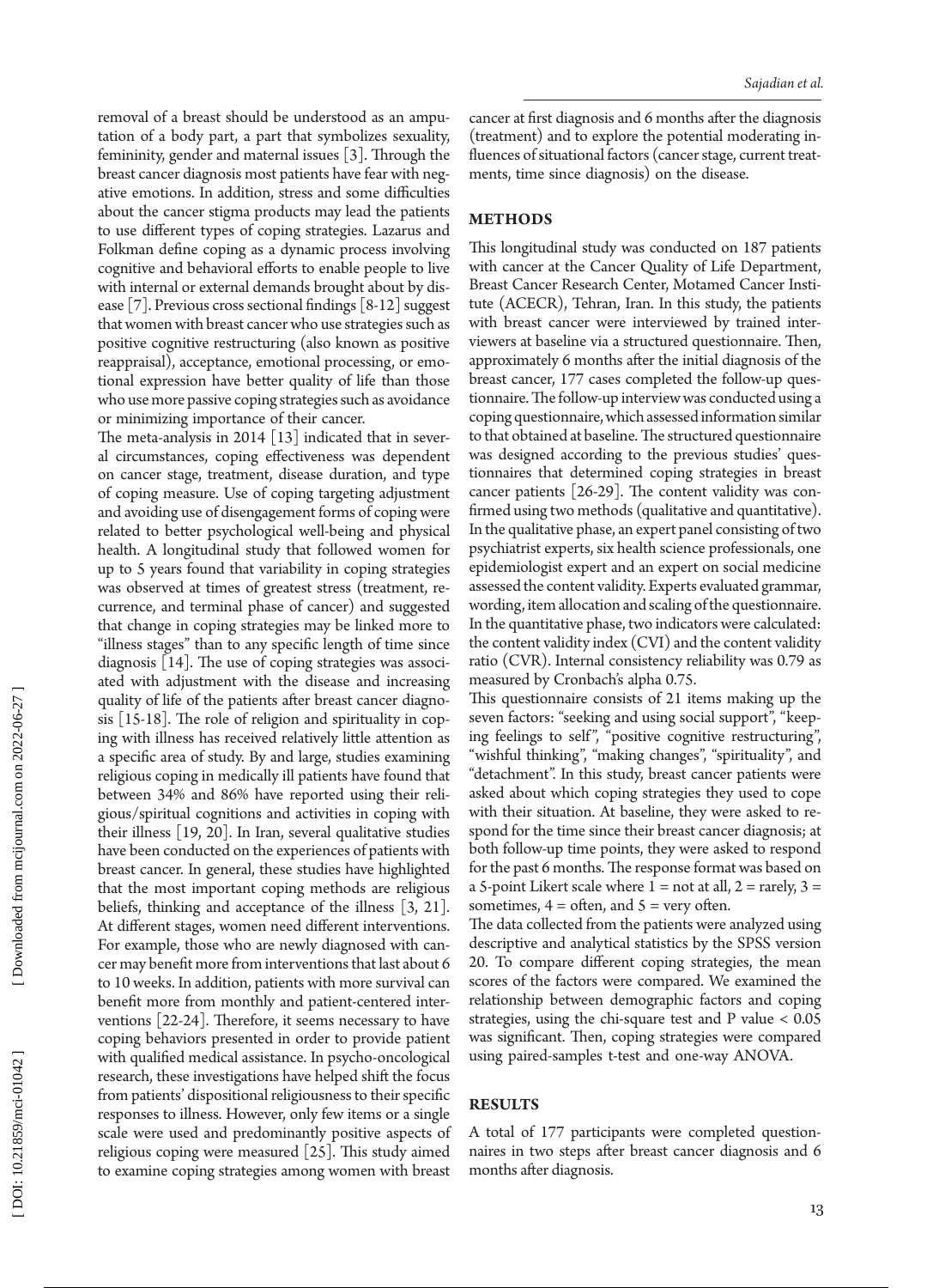removal of a breast should be understood as an amputation of a body part, a part that symbolizes sexuality, femininity, gender and maternal issues [3]. Through the breast cancer diagnosis most patients have fear with negative emotions. In addition, stress and some difficulties about the cancer stigma products may lead the patients to use different types of coping strategies. Lazarus and Folkman define coping as a dynamic process involving cognitive and behavioral efforts to enable people to live with internal or external demands brought about by disease [7]. Previous cross sectional findings [8-12] suggest that women with breast cancer who use strategies such as positive cognitive restructuring (also known as positive reappraisal), acceptance, emotional processing, or emotional expression have better quality of life than those who use more passive coping strategies such as avoidance or minimizing importance of their cancer.

The meta-analysis in 2014 [13] indicated that in several circumstances, coping effectiveness was dependent on cancer stage, treatment, disease duration, and type of coping measure. Use of coping targeting adjustment and avoiding use of disengagement forms of coping were related to better psychological well-being and physical health. A longitudinal study that followed women for up to 5 years found that variability in coping strategies was observed at times of greatest stress (treatment, recurrence, and terminal phase of cancer) and suggested that change in coping strategies may be linked more to "illness stages" than to any specific length of time since diagnosis [14]. The use of coping strategies was associated with adjustment with the disease and increasing quality of life of the patients after breast cancer diagnosis [15-18]. The role of religion and spirituality in coping with illness has received relatively little attention as a specific area of study. By and large, studies examining religious coping in medically ill patients have found that between 34% and 86% have reported using their religious/spiritual cognitions and activities in coping with their illness [19, 20]. In Iran, several qualitative studies have been conducted on the experiences of patients with breast cancer. In general, these studies have highlighted that the most important coping methods are religious beliefs, thinking and acceptance of the illness [3, 21]. At different stages, women need different interventions. For example, those who are newly diagnosed with cancer may benefit more from interventions that last about 6 to 10 weeks. In addition, patients with more survival can benefit more from monthly and patient-centered interventions [22-24]. Therefore, it seems necessary to have coping behaviors presented in order to provide patient with qualified medical assistance. In psycho-oncological research, these investigations have helped shift the focus from patients' dispositional religiousness to their specific responses to illness. However, only few items or a single scale were used and predominantly positive aspects of religious coping were measured [25]. This study aimed to examine coping strategies among women with breast cancer at first diagnosis and 6 months after the diagnosis (treatment) and to explore the potential moderating influences of situational factors (cancer stage, current treatments, time since diagnosis) on the disease.

## METHODS

This longitudinal study was conducted on 187 patients with cancer at the Cancer Quality of Life Department, Breast Cancer Research Center, Motamed Cancer Institute (ACECR), Tehran, Iran. In this study, the patients with breast cancer were interviewed by trained interviewers at baseline via a structured questionnaire. Then, approximately 6 months after the initial diagnosis of the breast cancer, 177 cases completed the follow-up questionnaire. The follow-up interview was conducted using a coping questionnaire, which assessed information similar to that obtained at baseline. The structured questionnaire was designed according to the previous studies' questionnaires that determined coping strategies in breast cancer patients [26-29]. The content validity was confirmed using two methods (qualitative and quantitative). In the qualitative phase, an expert panel consisting of two psychiatrist experts, six health science professionals, one epidemiologist expert and an expert on social medicine assessed the content validity. Experts evaluated grammar, wording, item allocation and scaling of the questionnaire. In the quantitative phase, two indicators were calculated: the content validity index (CVI) and the content validity ratio (CVR). Internal consistency reliability was 0.79 as measured by Cronbach's alpha 0.75.

This questionnaire consists of 21 items making up the seven factors: "seeking and using social support", "keeping feelings to self", "positive cognitive restructuring", "wishful thinking", "making changes", "spirituality", and "detachment". In this study, breast cancer patients were asked about which coping strategies they used to cope with their situation. At baseline, they were asked to respond for the time since their breast cancer diagnosis; at both follow-up time points, they were asked to respond for the past 6 months. The response format was based on a 5-point Likert scale where 1 = not at all, 2 = rarely, 3 = sometimes, 4 = often, and 5 = very often.

The data collected from the patients were analyzed using descriptive and analytical statistics by the SPSS version 20. To compare different coping strategies, the mean scores of the factors were compared. We examined the relationship between demographic factors and coping strategies, using the chi-square test and P value $< 0.05$ was significant. Then, coping strategies were compared using paired-samples t-test and one-way ANOVA.

## RESULTS

A total of 177 participants were completed questionnaires in two steps after breast cancer diagnosis and 6 months after diagnosis.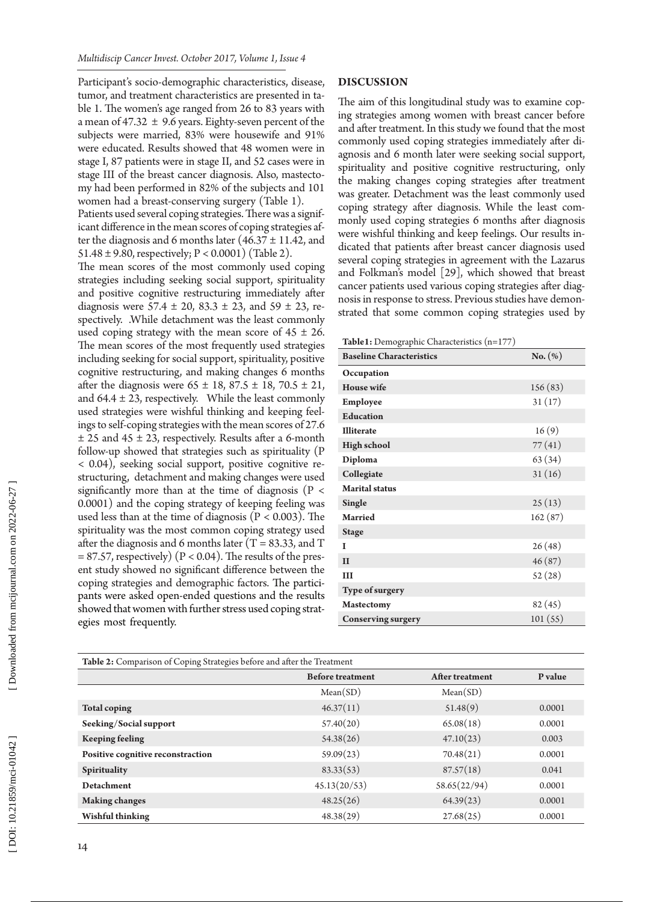Participant's socio-demographic characteristics, disease, tumor, and treatment characteristics are presented in table 1. The women's age ranged from 26 to 83 years with a mean of 47.32 ± 9.6 years. Eighty-seven percent of the subjects were married, 83% were housewife and 91% were educated. Results showed that 48 women were in stage I, 87 patients were in stage II, and 52 cases were in stage III of the breast cancer diagnosis. Also, mastectomy had been performed in 82% of the subjects and 101 women had a breast-conserving surgery (Table 1).

Patients used several coping strategies. There was a significant difference in the mean scores of coping strategies after the diagnosis and 6 months later (46.37 ± 11.42, and 51.48 ± 9.80, respectively; P < 0.0001) (Table 2).

The mean scores of the most commonly used coping strategies including seeking social support, spirituality and positive cognitive restructuring immediately after diagnosis were 57.4 ± 20, 83.3 ± 23, and 59 ± 23, respectively. .While detachment was the least commonly used coping strategy with the mean score of 45 ± 26. The mean scores of the most frequently used strategies including seeking for social support, spirituality, positive cognitive restructuring, and making changes 6 months after the diagnosis were 65 ± 18, 87.5 ± 18, 70.5 ± 21, and 64.4 ± 23, respectively. While the least commonly used strategies were wishful thinking and keeping feelings to self-coping strategies with the mean scores of 27.6 ± 25 and 45 ± 23, respectively. Results after a 6-month follow-up showed that strategies such as spirituality (P < 0.04), seeking social support, positive cognitive restructuring, detachment and making changes were used significantly more than at the time of diagnosis (P < 0.0001) and the coping strategy of keeping feeling was used less than at the time of diagnosis (P < 0.003). The spirituality was the most common coping strategy used after the diagnosis and 6 months later (T = 83.33, and T = 87.57, respectively) (P < 0.04). The results of the present study showed no significant difference between the coping strategies and demographic factors. The participants were asked open-ended questions and the results showed that women with further stress used coping strategies most frequently.

## DISCUSSION

The aim of this longitudinal study was to examine coping strategies among women with breast cancer before and after treatment. In this study we found that the most commonly used coping strategies immediately after diagnosis and 6 month later were seeking social support, spirituality and positive cognitive restructuring, only the making changes coping strategies after treatment was greater. Detachment was the least commonly used coping strategy after diagnosis. While the least commonly used coping strategies 6 months after diagnosis were wishful thinking and keep feelings. Our results indicated that patients after breast cancer diagnosis used several coping strategies in agreement with the Lazarus and Folkman's model [29], which showed that breast cancer patients used various coping strategies after diagnosis in response to stress. Previous studies have demonstrated that some common coping strategies used by

**Table1:** Demographic Characteristics (n=177)

| Baseline Characteristics | No. (%) |
|---|---|
| **Occupation** | |
| **House wife** | 156 (83) |
| **Employee** | 31 (17) |
| **Education** | |
| **Illiterate** | 16 (9) |
| **High school** | 77 (41) |
| **Diploma** | 63 (34) |
| **Collegiate** | 31 (16) |
| **Marital status** | |
| **Single** | 25 (13) |
| **Married** | 162 (87) |
| **Stage** | |
| **I** | 26 (48) |
| **II** | 46 (87) |
| **III** | 52 (28) |
| **Type of surgery** | |
| **Mastectomy** | 82 (45) |
| **Conserving surgery** | 101 (55) |

**Table 2:** Comparison of Coping Strategies before and after the Treatment

| | Before treatment | After treatment | P value |
|---|---|---|---|
| | Mean(SD) | Mean(SD) | |
| **Total coping** | 46.37(11) | 51.48(9) | 0.0001 |
| **Seeking/Social support** | 57.40(20) | 65.08(18) | 0.0001 |
| **Keeping feeling** | 54.38(26) | 47.10(23) | 0.003 |
| **Positive cognitive reconstraction** | 59.09(23) | 70.48(21) | 0.0001 |
| **Spirituality** | 83.33(53) | 87.57(18) | 0.041 |
| **Detachment** | 45.13(20/53) | 58.65(22/94) | 0.0001 |
| **Making changes** | 48.25(26) | 64.39(23) | 0.0001 |
| **Wishful thinking** | 48.38(29) | 27.68(25) | 0.0001 |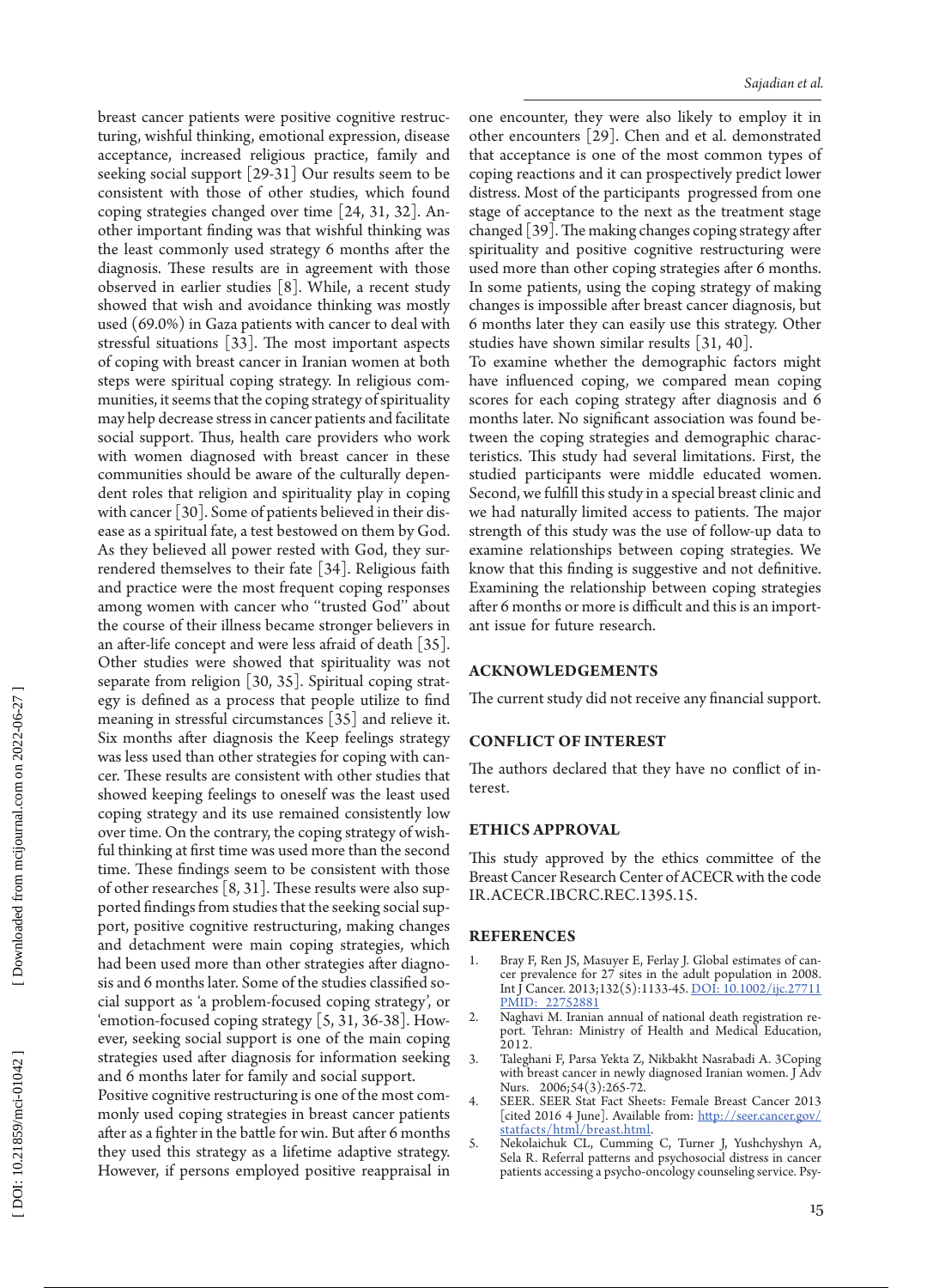breast cancer patients were positive cognitive restructuring, wishful thinking, emotional expression, disease acceptance, increased religious practice, family and seeking social support [29-31] Our results seem to be consistent with those of other studies, which found coping strategies changed over time [24, 31, 32]. Another important finding was that wishful thinking was the least commonly used strategy 6 months after the diagnosis. These results are in agreement with those observed in earlier studies [8]. While, a recent study showed that wish and avoidance thinking was mostly used (69.0%) in Gaza patients with cancer to deal with stressful situations [33]. The most important aspects of coping with breast cancer in Iranian women at both steps were spiritual coping strategy. In religious communities, it seems that the coping strategy of spirituality may help decrease stress in cancer patients and facilitate social support. Thus, health care providers who work with women diagnosed with breast cancer in these communities should be aware of the culturally dependent roles that religion and spirituality play in coping with cancer [30]. Some of patients believed in their disease as a spiritual fate, a test bestowed on them by God. As they believed all power rested with God, they surrendered themselves to their fate [34]. Religious faith and practice were the most frequent coping responses among women with cancer who "trusted God" about the course of their illness became stronger believers in an after-life concept and were less afraid of death [35]. Other studies were showed that spirituality was not separate from religion [30, 35]. Spiritual coping strategy is defined as a process that people utilize to find meaning in stressful circumstances [35] and relieve it. Six months after diagnosis the Keep feelings strategy was less used than other strategies for coping with cancer. These results are consistent with other studies that showed keeping feelings to oneself was the least used coping strategy and its use remained consistently low over time. On the contrary, the coping strategy of wishful thinking at first time was used more than the second time. These findings seem to be consistent with those of other researches [8, 31]. These results were also supported findings from studies that the seeking social support, positive cognitive restructuring, making changes and detachment were main coping strategies, which had been used more than other strategies after diagnosis and 6 months later. Some of the studies classified social support as 'a problem-focused coping strategy', or 'emotion-focused coping strategy [5, 31, 36-38]. However, seeking social support is one of the main coping strategies used after diagnosis for information seeking and 6 months later for family and social support.

Positive cognitive restructuring is one of the most commonly used coping strategies in breast cancer patients after as a fighter in the battle for win. But after 6 months they used this strategy as a lifetime adaptive strategy. However, if persons employed positive reappraisal in one encounter, they were also likely to employ it in other encounters [29]. Chen and et al. demonstrated that acceptance is one of the most common types of coping reactions and it can prospectively predict lower distress. Most of the participants progressed from one stage of acceptance to the next as the treatment stage changed [39]. The making changes coping strategy after spirituality and positive cognitive restructuring were used more than other coping strategies after 6 months. In some patients, using the coping strategy of making changes is impossible after breast cancer diagnosis, but 6 months later they can easily use this strategy. Other studies have shown similar results [31, 40].

To examine whether the demographic factors might have influenced coping, we compared mean coping scores for each coping strategy after diagnosis and 6 months later. No significant association was found between the coping strategies and demographic characteristics. This study had several limitations. First, the studied participants were middle educated women. Second, we fulfill this study in a special breast clinic and we had naturally limited access to patients. The major strength of this study was the use of follow-up data to examine relationships between coping strategies. We know that this finding is suggestive and not definitive. Examining the relationship between coping strategies after 6 months or more is difficult and this is an important issue for future research.

## ACKNOWLEDGEMENTS

The current study did not receive any financial support.

## CONFLICT OF INTEREST

The authors declared that they have no conflict of interest.

## ETHICS APPROVAL

This study approved by the ethics committee of the Breast Cancer Research Center of ACECR with the code IR.ACECR.IBCRC.REC.1395.15.

## REFERENCES

1. Bray F, Ren JS, Masuyer E, Ferlay J. Global estimates of cancer prevalence for 27 sites in the adult population in 2008. Int J Cancer. 2013;132(5):1133-45. DOI: 10.1002/ijc.27711 PMID: 22752881
2. Naghavi M. Iranian annual of national death registration report. Tehran: Ministry of Health and Medical Education, 2012.
3. Taleghani F, Parsa Yekta Z, Nikbakht Nasrabadi A. 3Coping with breast cancer in newly diagnosed Iranian women. J Adv Nurs. 2006;54(3):265-72.
4. SEER. SEER Stat Fact Sheets: Female Breast Cancer 2013 [cited 2016 4 June]. Available from: http://seer.cancer.gov/statfacts/html/breast.html.
5. Nekolaichuk CL, Cumming C, Turner J, Yushchyshyn A, Sela R. Referral patterns and psychosocial distress in cancer patients accessing a psycho-oncology counseling service. Psy-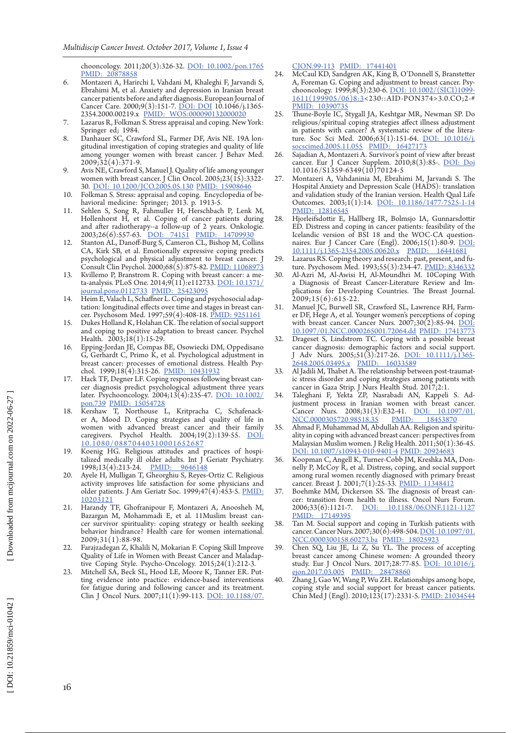chooncology. 2011;20(3):326-32. DOI: 10.1002/pon.1765 PMID: 20878858

6. Montazeri A, Harirchi I, Vahdani M, Khaleghi F, Jarvandi S, Ebrahimi M, et al. Anxiety and depression in Iranian breast cancer patients before and after diagnosis. European Journal of Cancer Care. 2000;9(3):151-7. DOI: DOI 10.1046/j.1365-2354.2000.00219.x PMID: WOS:000090132000020
7. Lazarus R, Folkman S. Stress appraisal and coping. New York: Springer ed; 1984.
8. Danhauer SC, Crawford SL, Farmer DF, Avis NE. 19A longitudinal investigation of coping strategies and quality of life among younger women with breast cancer. J Behav Med. 2009;32(4):371-9.
9. Avis NE, Crawford S, Manuel J. Quality of life among younger women with breast cancer. J Clin Oncol. 2005;23(15):3322-30. DOI: 10.1200/JCO.2005.05.130 PMID: 15908646
10. Folkman S. Stress: appraisal and coping. Encyclopedia of behavioral medicine: Springer; 2013. p. 1913-5.
11. Sehlen S, Song R, Fahmuller H, Herschbach P, Lenk M, Hollenhorst H, et al. Coping of cancer patients during and after radiotherapy--a follow-up of 2 years. Onkologie. 2003;26(6):557-63. DOI: 74151 PMID: 14709930
12. Stanton AL, Danoff-Burg S, Cameron CL, Bishop M, Collins CA, Kirk SB, et al. Emotionally expressive coping predicts psychological and physical adjustment to breast cancer. J Consult Clin Psychol. 2000;68(5):875-82. PMID: 11068973
13. Kvillemo P, Branstrom R. Coping with breast cancer: a meta-analysis. PLoS One. 2014;9(11):e112733. DOI: 10.1371/journal.pone.0112733 PMID: 25423095
14. Heim E, Valach L, Schaffner L. Coping and psychosocial adaptation: longitudinal effects over time and stages in breast cancer. Psychosom Med. 1997;59(4):408-18. PMID: 9251161
15. Dukes Holland K, Holahan CK. The relation of social support and coping to positive adaptation to breast cancer. Psychol Health. 2003;18(1):15-29.
16. Epping-Jordan JE, Compas BE, Osowiecki DM, Oppedisano G, Gerhardt C, Primo K, et al. Psychological adjustment in breast cancer: processes of emotional distress. Health Psychol. 1999;18(4):315-26. PMID: 10431932
17. Hack TF, Degner LF. Coping responses following breast cancer diagnosis predict psychological adjustment three years later. Psychooncology. 2004;13(4):235-47. DOI: 10.1002/pon.739 PMID: 15054728
18. Kershaw T, Northouse L, Kritpracha C, Schafenacker A, Mood D. Coping strategies and quality of life in women with advanced breast cancer and their family caregivers. Psychol Health. 2004;19(2):139-55. DOI: 10.1080/08870440310001652687
19. Koenig HG. Religious attitudes and practices of hospitalized medically ill older adults. Int J Geriatr Psychiatry. 1998;13(4):213-24. PMID: 9646148
20. Ayele H, Mulligan T, Gheorghiu S, Reyes-Ortiz C. Religious activity improves life satisfaction for some physicians and older patients. J Am Geriatr Soc. 1999;47(4):453-5. PMID: 10203121
21. Harandy TF, Ghofranipour F, Montazeri A, Anoosheh M, Bazargan M, Mohammadi E, et al. 11Muslim breast cancer survivor spirituality: coping strategy or health seeking behavior hindrance? Health care for women international. 2009;31(1):88-98.
22. Farajzadegan Z, Khalili N, Mokarian F. Coping Skill Improve Quality of Life in Women with Breast Cancer and Maladaptive Coping Style. Psycho-Oncology. 2015;24(1):212-3.
23. Mitchell SA, Beck SL, Hood LE, Moore K, Tanner ER. Putting evidence into practice: evidence-based interventions for fatigue during and following cancer and its treatment. Clin J Oncol Nurs. 2007;11(1):99-113. DOI: 10.1188/07.CJON.99-113 PMID: 17441401
24. McCaul KD, Sandgren AK, King B, O'Donnell S, Branstetter A, Foreman G. Coping and adjustment to breast cancer. Psychooncology. 1999;8(3):230-6. DOI: 10.1002/(SICI)1099-1611(199905/06)8:3<230::AID-PON374>3.0.CO;2-# PMID: 10390735
25. Thune-Boyle IC, Stygall JA, Keshtgar MR, Newman SP. Do religious/spiritual coping strategies affect illness adjustment in patients with cancer? A systematic review of the literature. Soc Sci Med. 2006;63(1):151-64. DOI: 10.1016/j.socscimed.2005.11.055 PMID: 16427173
26. Sajadian A, Montazeri A. Survivor's point of view after breast cancer. Eur J Cancer Supplem. 2010;8(3):85-. DOI: Doi 10.1016/S1359-6349(10)70124-5
27. Montazeri A, Vahdaninia M, Ebrahimi M, Jarvandi S. The Hospital Anxiety and Depression Scale (HADS): translation and validation study of the Iranian version. Health Qual Life Outcomes. 2003;1(1):14. DOI: 10.1186/1477-7525-1-14 PMID: 12816545
28. Hjorleifsdottir E, Hallberg IR, Bolmsjo IA, Gunnarsdottir ED. Distress and coping in cancer patients: feasibility of the Icelandic version of BSI 18 and the WOC-CA questionnaires. Eur J Cancer Care (Engl). 2006;15(1):80-9. DOI: 10.1111/j.1365-2354.2005.00620.x PMID: 16441681
29. Lazarus RS. Coping theory and research: past, present, and future. Psychosom Med. 1993;55(3):234-47. PMID: 8346332
30. Al-Azri M, Al-Awisi H, Al-Moundhri M. 10Coping With a Diagnosis of Breast Cancer-Literature Review and Implications for Developing Countries. The Breast Journal. 2009;15(6):615-22.
31. Manuel JC, Burwell SR, Crawford SL, Lawrence RH, Farmer DF, Hege A, et al. Younger women's perceptions of coping with breast cancer. Cancer Nurs. 2007;30(2):85-94. DOI: 10.1097/01.NCC.0000265001.72064.dd PMID: 17413773
32. Drageset S, Lindstrom TC. Coping with a possible breast cancer diagnosis: demographic factors and social support. J Adv Nurs. 2005;51(3):217-26. DOI: 10.1111/j.1365-2648.2005.03495.x PMID: 16033589
33. Al Jadili M, Thabet A. The relationship between post-traumatic stress disorder and coping strategies among patients with cancer in Gaza Strip. J Nurs Health Stud. 2017;2:1.
34. Taleghani F, Yekta ZP, Nasrabadi AN, Kappeli S. Adjustment process in Iranian women with breast cancer. Cancer Nurs. 2008;31(3):E32-41. DOI: 10.1097/01.NCC.0000305720.98518.35 PMID: 18453870
35. Ahmad F, Muhammad M, Abdullah AA. Religion and spirituality in coping with advanced breast cancer: perspectives from Malaysian Muslim women. J Relig Health. 2011;50(1):36-45. DOI: 10.1007/s10943-010-9401-4 PMID: 20924683
36. Koopman C, Angell K, Turner-Cobb JM, Kreshka MA, Donnelly P, McCoy R, et al. Distress, coping, and social support among rural women recently diagnosed with primary breast cancer. Breast J. 2001;7(1):25-33. PMID: 11348412
37. Boehmke MM, Dickerson SS. The diagnosis of breast cancer: transition from health to illness. Oncol Nurs Forum. 2006;33(6):1121-7. DOI: 10.1188/06.ONF.1121-1127 PMID: 17149395
38. Tan M. Social support and coping in Turkish patients with cancer. Cancer Nurs. 2007;30(6):498-504. DOI: 10.1097/01.NCC.0000300158.60273.ba PMID: 18025923
39. Chen SQ, Liu JE, Li Z, Su YL. The process of accepting breast cancer among Chinese women: A grounded theory study. Eur J Oncol Nurs. 2017;28:77-85. DOI: 10.1016/j.ejon.2017.03.005 PMID: 28478860
40. Zhang J, Gao W, Wang P, Wu ZH. Relationships among hope, coping style and social support for breast cancer patients. Chin Med J (Engl). 2010;123(17):2331-5. PMID: 21034544